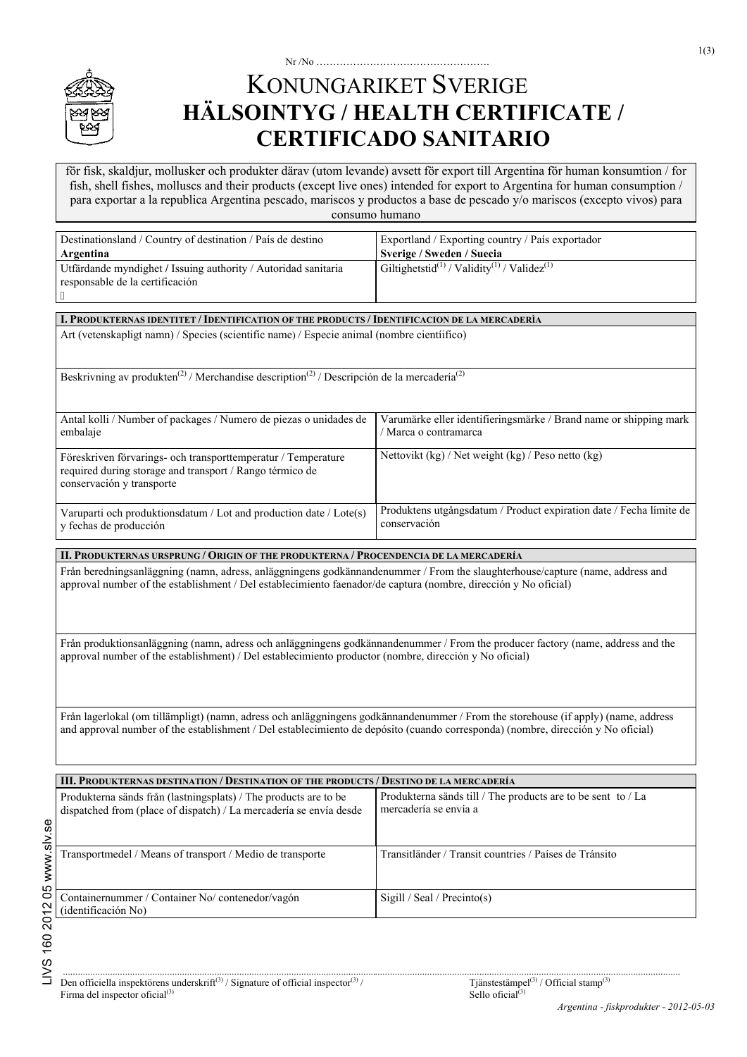Nr /No …………………………………………….

# KONUNGARIKET SVERIGE
# HÄLSOINTYG / HEALTH CERTIFICATE / CERTIFICADO SANITARIO

för fisk, skaldjur, mollusker och produkter därav (utom levande) avsett för export till Argentina för human konsumtion / for fish, shell fishes, molluscs and their products (except live ones) intended for export to Argentina for human consumption / para exportar a la republica Argentina pescado, mariscos y productos a base de pescado y/o mariscos (excepto vivos) para consumo humano

| Destinationsland / Country of destination / País de destino **Argentina** | Exportland / Exporting country / País exportador **Sverige / Sweden / Suecia** |
|---|---|
| Utfärdande myndighet / Issuing authority / Autoridad sanitaria responsable de la certificación | Giltighetstid(1) / Validity(1) / Validez(1) |

**I. PRODUKTERNAS IDENTITET / IDENTIFICATION OF THE PRODUCTS / IDENTIFICACION DE LA MERCADERÌA**

| Art (vetenskapligt namn) / Species (scientific name) / Especie animal (nombre cientíifico) | |
|---|---|
| Beskrivning av produkten(2) / Merchandise description(2) / Descripción de la mercadería(2) | |
| Antal kolli / Number of packages / Numero de piezas o unidades de embalaje | Varumärke eller identifieringsmärke / Brand name or shipping mark / Marca o contramarca |
| Föreskriven förvarings- och transporttemperatur / Temperature required during storage and transport / Rango térmico de conservación y transporte | Nettovikt (kg) / Net weight (kg) / Peso netto (kg) |
| Varuparti och produktionsdatum / Lot and production date / Lote(s) y fechas de producción | Produktens utgångsdatum / Product expiration date / Fecha límite de conservación |

**II. PRODUKTERNAS URSPRUNG / ORIGIN OF THE PRODUKTERNA / PROCENDENCIA DE LA MERCADERÍA**

Från beredningsanläggning (namn, adress, anläggningens godkännandenummer / From the slaughterhouse/capture (name, address and approval number of the establishment / Del establecimiento faenador/de captura (nombre, dirección y No oficial)

Från produktionsanläggning (namn, adress och anläggningens godkännandenummer / From the producer factory (name, address and the approval number of the establishment) / Del establecimiento productor (nombre, dirección y No oficial)

Från lagerlokal (om tillämpligt) (namn, adress och anläggningens godkännandenummer / From the storehouse (if apply) (name, address and approval number of the establishment / Del establecimiento de depósito (cuando corresponda) (nombre, dirección y No oficial)

**III. PRODUKTERNAS DESTINATION / DESTINATION OF THE PRODUCTS / DESTINO DE LA MERCADERÍA**

| Produkterna sänds från (lastningsplats) / The products are to be dispatched from (place of dispatch) / La mercadería se envía desde | Produkterna sänds till / The products are to be sent to / La mercadería se envía a |
|---|---|
| Transportmedel / Means of transport / Medio de transporte | Transitländer / Transit countries / Países de Tránsito |
| Containernummer / Container No/ contenedor/vagón (identificación No) | Sigill / Seal / Precinto(s) |

LIVS 160 2012 05 www.slv.se

…………………………………………………………………………………………………………………………

Den officiella inspektörens underskrift(3) / Signature of official inspector(3) / Firma del inspector oficial(3)

Tjänstestämpel(3) / Official stamp(3) Sello oficial(3)

*Argentina - fiskprodukter - 2012-05-03*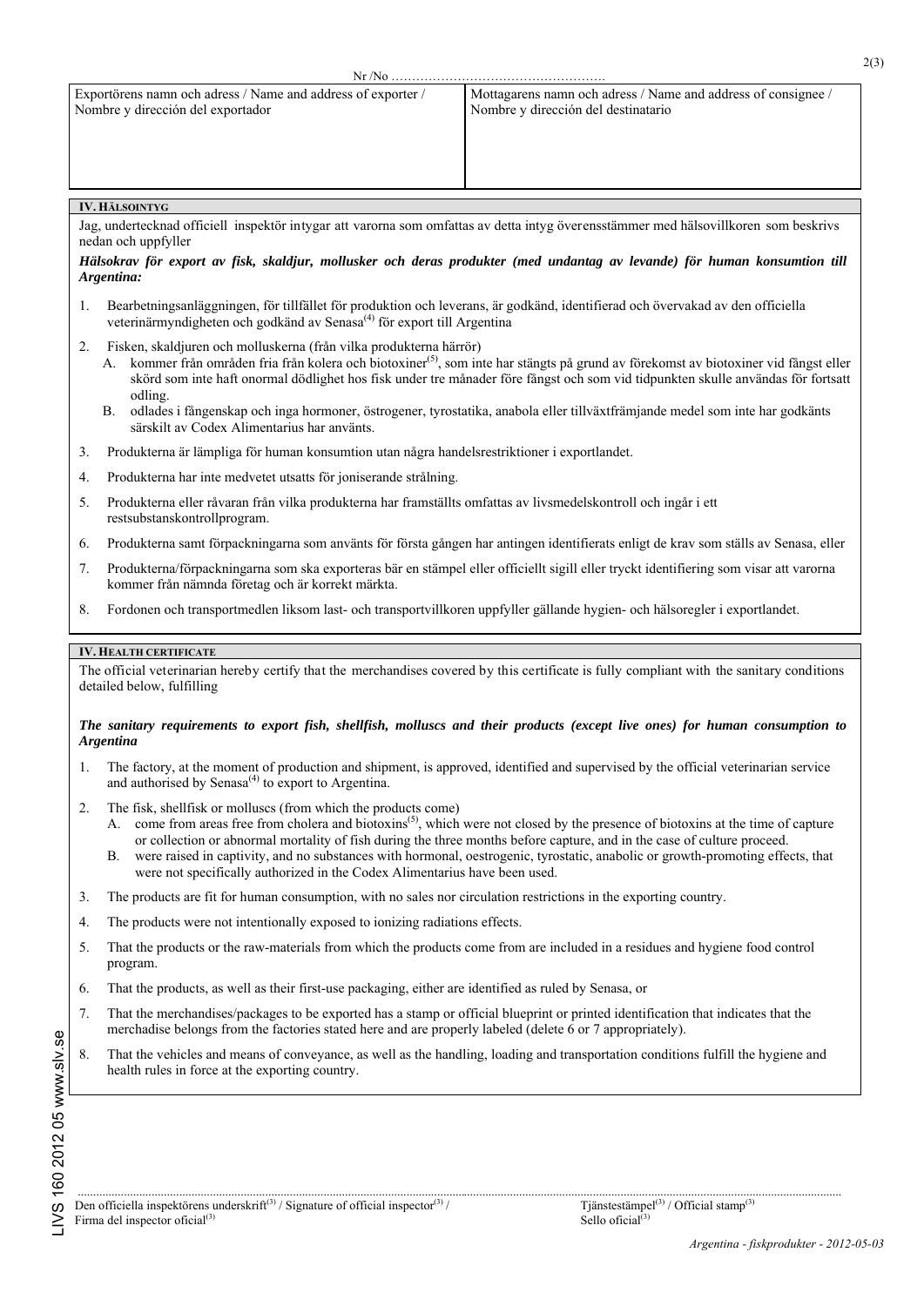Nr /No …………………………………………….

| Exportörens namn och adress / Name and address of exporter / Nombre y dirección del exportador | Mottagarens namn och adress / Name and address of consignee / Nombre y dirección del destinatario |
|---|---|
| | |

## IV. Hälsointyg

Jag, undertecknad officiell inspektör intygar att varorna som omfattas av detta intyg överensstämmer med hälsovillkoren som beskrivs nedan och uppfyller

***Hälsokrav för export av fisk, skaldjur, mollusker och deras produkter (med undantag av levande) för human konsumtion till Argentina:***

1. Bearbetningsanläggningen, för tillfället för produktion och leverans, är godkänd, identifierad och övervakad av den officiella veterinärmyndigheten och godkänd av Senasa[4] för export till Argentina
2. Fisken, skaldjuren och molluskerna (från vilka produkterna härrör)
   A. kommer från områden fria från kolera och biotoxiner[5], som inte har stängts på grund av förekomst av biotoxiner vid fångst eller skörd som inte haft onormal dödlighet hos fisk under tre månader före fångst och som vid tidpunkten skulle användas för fortsatt odling.
   B. odlades i fångenskap och inga hormoner, östrogener, tyrostatika, anabola eller tillväxtfrämjande medel som inte har godkänts särskilt av Codex Alimentarius har använts.
3. Produkterna är lämpliga för human konsumtion utan några handelsrestriktioner i exportlandet.
4. Produkterna har inte medvetet utsatts för joniserande strålning.
5. Produkterna eller råvaran från vilka produkterna har framställts omfattas av livsmedelskontroll och ingår i ett restsubstanskontrollprogram.
6. Produkterna samt förpackningarna som använts för första gången har antingen identifierats enligt de krav som ställs av Senasa, eller
7. Produkterna/förpackningarna som ska exporteras bär en stämpel eller officiellt sigill eller tryckt identifiering som visar att varorna kommer från nämnda företag och är korrekt märkta.
8. Fordonen och transportmedlen liksom last- och transportvillkoren uppfyller gällande hygien- och hälsoregler i exportlandet.

## IV. Health certificate

The official veterinarian hereby certify that the merchandises covered by this certificate is fully compliant with the sanitary conditions detailed below, fulfilling

***The sanitary requirements to export fish, shellfish, molluscs and their products (except live ones) for human consumption to Argentina***

1. The factory, at the moment of production and shipment, is approved, identified and supervised by the official veterinarian service and authorised by Senasa[4] to export to Argentina.
2. The fish, shellfisk or molluscs (from which the products come)
   A. come from areas free from cholera and biotoxins[5], which were not closed by the presence of biotoxins at the time of capture or collection or abnormal mortality of fish during the three months before capture, and in the case of culture proceed.
   B. were raised in captivity, and no substances with hormonal, oestrogenic, tyrostatic, anabolic or growth-promoting effects, that were not specifically authorized in the Codex Alimentarius have been used.
3. The products are fit for human consumption, with no sales nor circulation restrictions in the exporting country.
4. The products were not intentionally exposed to ionizing radiations effects.
5. That the products or the raw-materials from which the products come from are included in a residues and hygiene food control program.
6. That the products, as well as their first-use packaging, either are identified as ruled by Senasa, or
7. That the merchandises/packages to be exported has a stamp or official blueprint or printed identification that indicates that the merchadise belongs from the factories stated here and are properly labeled (delete 6 or 7 appropriately).
8. That the vehicles and means of conveyance, as well as the handling, loading and transportation conditions fulfill the hygiene and health rules in force at the exporting country.

.................................................................................................................................................................................................

Den officiella inspektörens underskrift[3] / Signature of official inspector[3] / Firma del inspector oficial[3]

Tjänstestämpel[3] / Official stamp[3]
Sello oficial[3]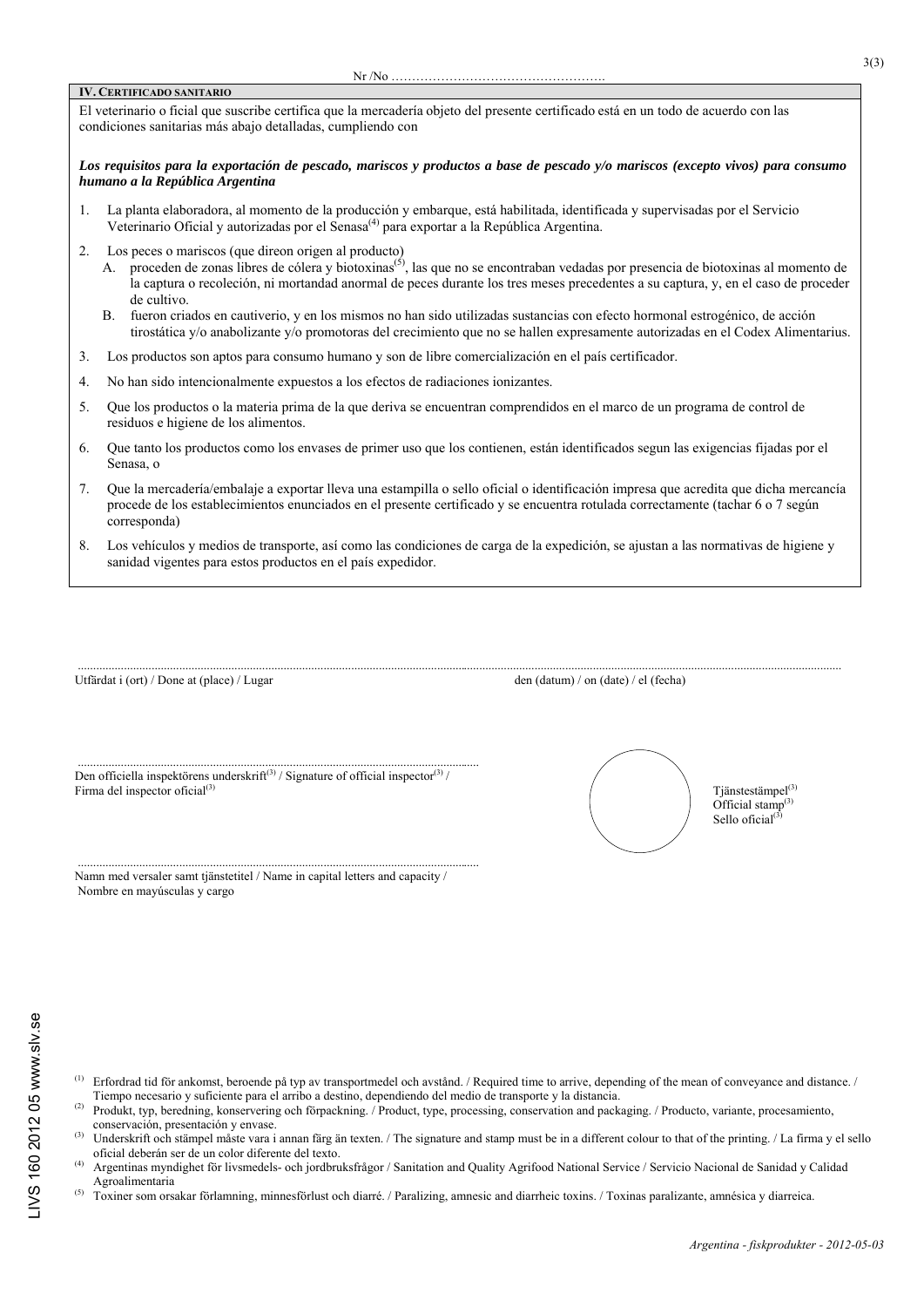Nr /No ……………………………………………….

## IV. Certificado sanitario

El veterinario o ficial que suscribe certifica que la mercadería objeto del presente certificado está en un todo de acuerdo con las condiciones sanitarias más abajo detalladas, cumpliendo con

***Los requisitos para la exportación de pescado, mariscos y productos a base de pescado y/o mariscos (excepto vivos) para consumo humano a la República Argentina***

1. La planta elaboradora, al momento de la producción y embarque, está habilitada, identificada y supervisadas por el Servicio Veterinario Oficial y autorizadas por el Senasa[4] para exportar a la República Argentina.
2. Los peces o mariscos (que direon origen al producto)
   A. proceden de zonas libres de cólera y biotoxinas[5], las que no se encontraban vedadas por presencia de biotoxinas al momento de la captura o recoleción, ni mortandad anormal de peces durante los tres meses precedentes a su captura, y, en el caso de proceder de cultivo.
   B. fueron criados en cautiverio, y en los mismos no han sido utilizadas sustancias con efecto hormonal estrogénico, de acción tirostática y/o anabolizante y/o promotoras del crecimiento que no se hallen expresamente autorizadas en el Codex Alimentarius.
3. Los productos son aptos para consumo humano y son de libre comercialización en el país certificador.
4. No han sido intencionalmente expuestos a los efectos de radiaciones ionizantes.
5. Que los productos o la materia prima de la que deriva se encuentran comprendidos en el marco de un programa de control de residuos e higiene de los alimentos.
6. Que tanto los productos como los envases de primer uso que los contienen, están identificados segun las exigencias fijadas por el Senasa, o
7. Que la mercadería/embalaje a exportar lleva una estampilla o sello oficial o identificación impresa que acredita que dicha mercancía procede de los establecimientos enunciados en el presente certificado y se encuentra rotulada correctamente (tachar 6 o 7 según corresponda)
8. Los vehículos y medios de transporte, así como las condiciones de carga de la expedición, se ajustan a las normativas de higiene y sanidad vigentes para estos productos en el país expedidor.

.....................................................................................................................................................................................................

Utfärdat i (ort) / Done at (place) / Lugar — den (datum) / on (date) / el (fecha)

.....................................................................................................................

Den officiella inspektörens underskrift[3] / Signature of official inspector[3] / Firma del inspector oficial[3]

Tjänstestämpel[3]
Official stamp[3]
Sello oficial[3]

.....................................................................................................................

Namn med versaler samt tjänstetitel / Name in capital letters and capacity / Nombre en mayúsculas y cargo

(1) Erfordrad tid för ankomst, beroende på typ av transportmedel och avstånd. / Required time to arrive, depending of the mean of conveyance and distance. / Tiempo necesario y suficiente para el arribo a destino, dependiendo del medio de transporte y la distancia.

(2) Produkt, typ, beredning, konservering och förpackning. / Product, type, processing, conservation and packaging. / Producto, variante, procesamiento, conservación, presentación y envase.

(3) Underskrift och stämpel måste vara i annan färg än texten. / The signature and stamp must be in a different colour to that of the printing. / La firma y el sello oficial deberán ser de un color diferente del texto.

(4) Argentinas myndighet för livsmedels- och jordbruksfrågor / Sanitation and Quality Agrifood National Service / Servicio Nacional de Sanidad y Calidad Agroalimentaria

(5) Toxiner som orsakar förlamning, minnesförlust och diarré. / Paralizing, amnesic and diarrheic toxins. / Toxinas paralizante, amnésica y diarreica.